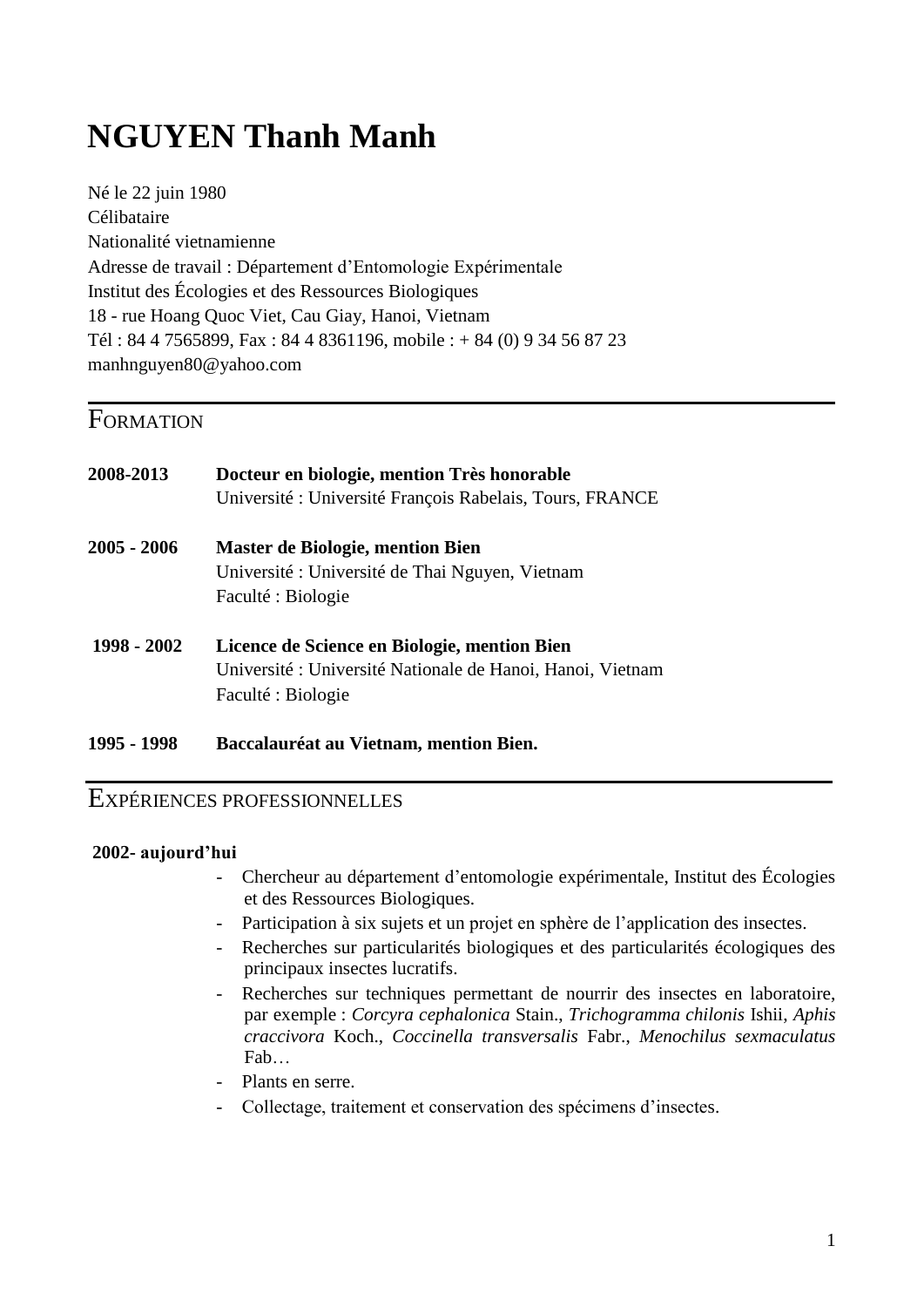# NGUYEN Thanh Manh

Né le 22 juin 1980
Célibataire
Nationalité vietnamienne
Adresse de travail : Département d'Entomologie Expérimentale
Institut des Écologies et des Ressources Biologiques
18 - rue Hoang Quoc Viet, Cau Giay, Hanoi, Vietnam
Tél : 84 4 7565899, Fax : 84 4 8361196, mobile : + 84 (0) 9 34 56 87 23
manhnguyen80@yahoo.com

## FORMATION

**2008-2013** — **Docteur en biologie, mention Très honorable**
Université : Université François Rabelais, Tours, FRANCE

**2005 - 2006** — **Master de Biologie, mention Bien**
Université : Université de Thai Nguyen, Vietnam
Faculté : Biologie

**1998 - 2002** — **Licence de Science en Biologie, mention Bien**
Université : Université Nationale de Hanoi, Hanoi, Vietnam
Faculté : Biologie

**1995 - 1998** — **Baccalauréat au Vietnam, mention Bien.**

## EXPÉRIENCES PROFESSIONNELLES

**2002- aujourd'hui**

- Chercheur au département d'entomologie expérimentale, Institut des Écologies et des Ressources Biologiques.
- Participation à six sujets et un projet en sphère de l'application des insectes.
- Recherches sur particularités biologiques et des particularités écologiques des principaux insectes lucratifs.
- Recherches sur techniques permettant de nourrir des insectes en laboratoire, par exemple : *Corcyra cephalonica* Stain., *Trichogramma chilonis* Ishii, *Aphis craccivora* Koch., *Coccinella transversalis* Fabr., *Menochilus sexmaculatus* Fab…
- Plants en serre.
- Collectage, traitement et conservation des spécimens d'insectes.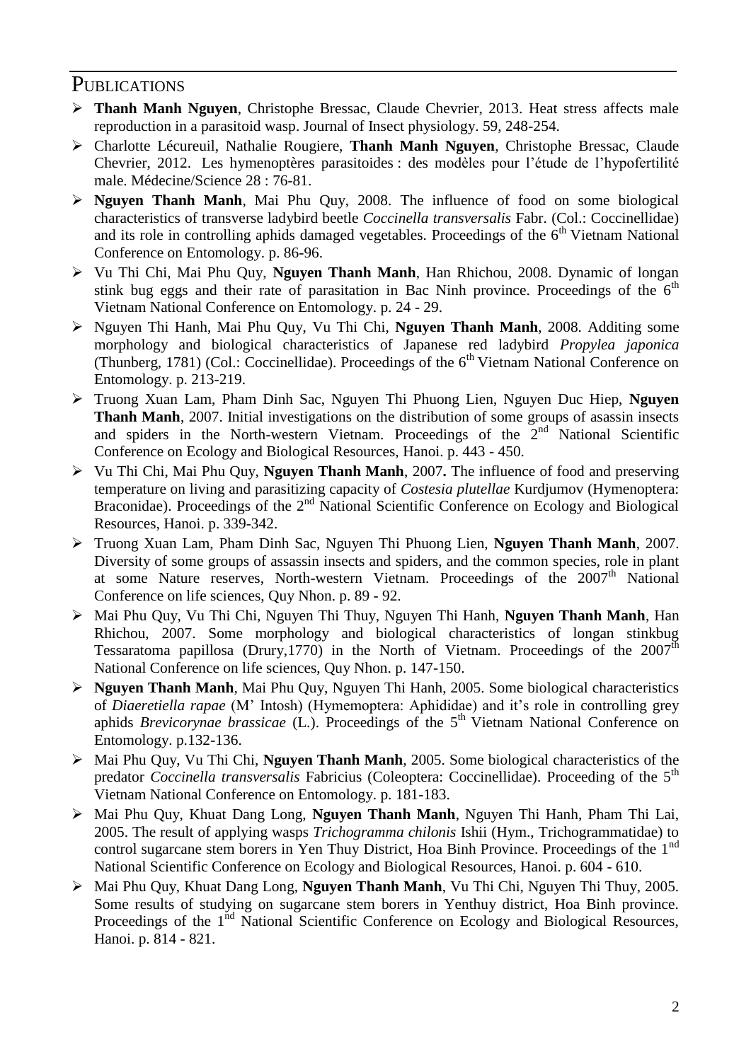## Publications

- **Thanh Manh Nguyen**, Christophe Bressac, Claude Chevrier, 2013. Heat stress affects male reproduction in a parasitoid wasp. Journal of Insect physiology. 59, 248-254.
- Charlotte Lécureuil, Nathalie Rougiere, **Thanh Manh Nguyen**, Christophe Bressac, Claude Chevrier, 2012. Les hymenoptères parasitoides : des modèles pour l'étude de l'hypofertilité male. Médecine/Science 28 : 76-81.
- **Nguyen Thanh Manh**, Mai Phu Quy, 2008. The influence of food on some biological characteristics of transverse ladybird beetle *Coccinella transversalis* Fabr. (Col.: Coccinellidae) and its role in controlling aphids damaged vegetables. Proceedings of the 6th Vietnam National Conference on Entomology. p. 86-96.
- Vu Thi Chi, Mai Phu Quy, **Nguyen Thanh Manh**, Han Rhichou, 2008. Dynamic of longan stink bug eggs and their rate of parasitation in Bac Ninh province. Proceedings of the 6th Vietnam National Conference on Entomology. p. 24 - 29.
- Nguyen Thi Hanh, Mai Phu Quy, Vu Thi Chi, **Nguyen Thanh Manh**, 2008. Additing some morphology and biological characteristics of Japanese red ladybird *Propylea japonica* (Thunberg, 1781) (Col.: Coccinellidae). Proceedings of the 6th Vietnam National Conference on Entomology. p. 213-219.
- Truong Xuan Lam, Pham Dinh Sac, Nguyen Thi Phuong Lien, Nguyen Duc Hiep, **Nguyen Thanh Manh**, 2007. Initial investigations on the distribution of some groups of asassin insects and spiders in the North-western Vietnam. Proceedings of the 2nd National Scientific Conference on Ecology and Biological Resources, Hanoi. p. 443 - 450.
- Vu Thi Chi, Mai Phu Quy, **Nguyen Thanh Manh**, 2007**.** The influence of food and preserving temperature on living and parasitizing capacity of *Costesia plutellae* Kurdjumov (Hymenoptera: Braconidae). Proceedings of the 2nd National Scientific Conference on Ecology and Biological Resources, Hanoi. p. 339-342.
- Truong Xuan Lam, Pham Dinh Sac, Nguyen Thi Phuong Lien, **Nguyen Thanh Manh**, 2007. Diversity of some groups of assassin insects and spiders, and the common species, role in plant at some Nature reserves, North-western Vietnam. Proceedings of the 2007th National Conference on life sciences, Quy Nhon. p. 89 - 92.
- Mai Phu Quy, Vu Thi Chi, Nguyen Thi Thuy, Nguyen Thi Hanh, **Nguyen Thanh Manh**, Han Rhichou, 2007. Some morphology and biological characteristics of longan stinkbug Tessaratoma papillosa (Drury,1770) in the North of Vietnam. Proceedings of the 2007th National Conference on life sciences, Quy Nhon. p. 147-150.
- **Nguyen Thanh Manh**, Mai Phu Quy, Nguyen Thi Hanh, 2005. Some biological characteristics of *Diaeretiella rapae* (M' Intosh) (Hymemoptera: Aphididae) and it's role in controlling grey aphids *Brevicorynae brassicae* (L.). Proceedings of the 5th Vietnam National Conference on Entomology. p.132-136.
- Mai Phu Quy, Vu Thi Chi, **Nguyen Thanh Manh**, 2005. Some biological characteristics of the predator *Coccinella transversalis* Fabricius (Coleoptera: Coccinellidae). Proceeding of the 5th Vietnam National Conference on Entomology. p. 181-183.
- Mai Phu Quy, Khuat Dang Long, **Nguyen Thanh Manh**, Nguyen Thi Hanh, Pham Thi Lai, 2005. The result of applying wasps *Trichogramma chilonis* Ishii (Hym., Trichogrammatidae) to control sugarcane stem borers in Yen Thuy District, Hoa Binh Province. Proceedings of the 1nd National Scientific Conference on Ecology and Biological Resources, Hanoi. p. 604 - 610.
- Mai Phu Quy, Khuat Dang Long, **Nguyen Thanh Manh**, Vu Thi Chi, Nguyen Thi Thuy, 2005. Some results of studying on sugarcane stem borers in Yenthuy district, Hoa Binh province. Proceedings of the 1nd National Scientific Conference on Ecology and Biological Resources, Hanoi. p. 814 - 821.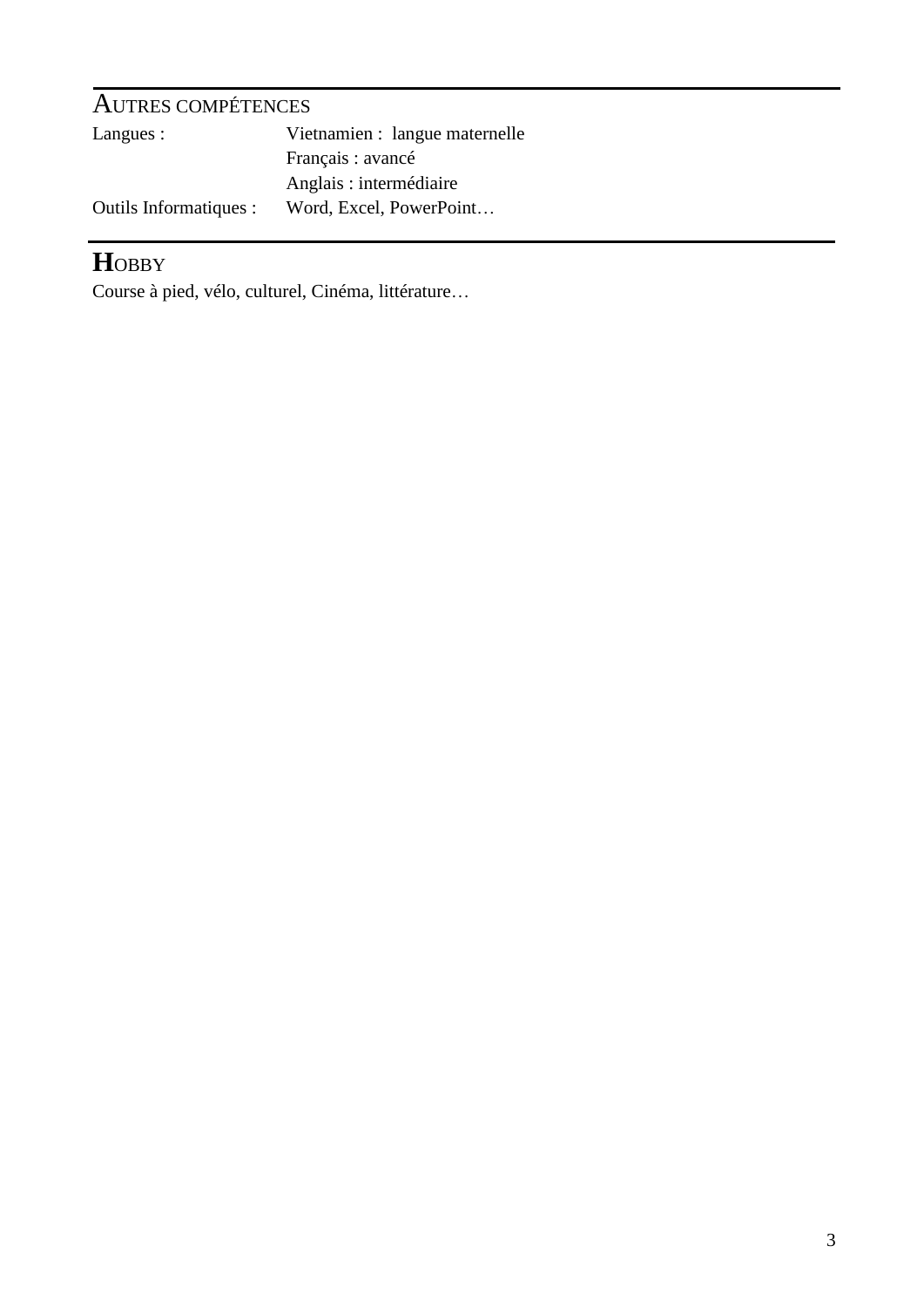## AUTRES COMPÉTENCES

| | |
|---|---|
| Langues : | Vietnamien : langue maternelle |
| | Français : avancé |
| | Anglais : intermédiaire |
| Outils Informatiques : | Word, Excel, PowerPoint… |

## HOBBY

Course à pied, vélo, culturel, Cinéma, littérature…